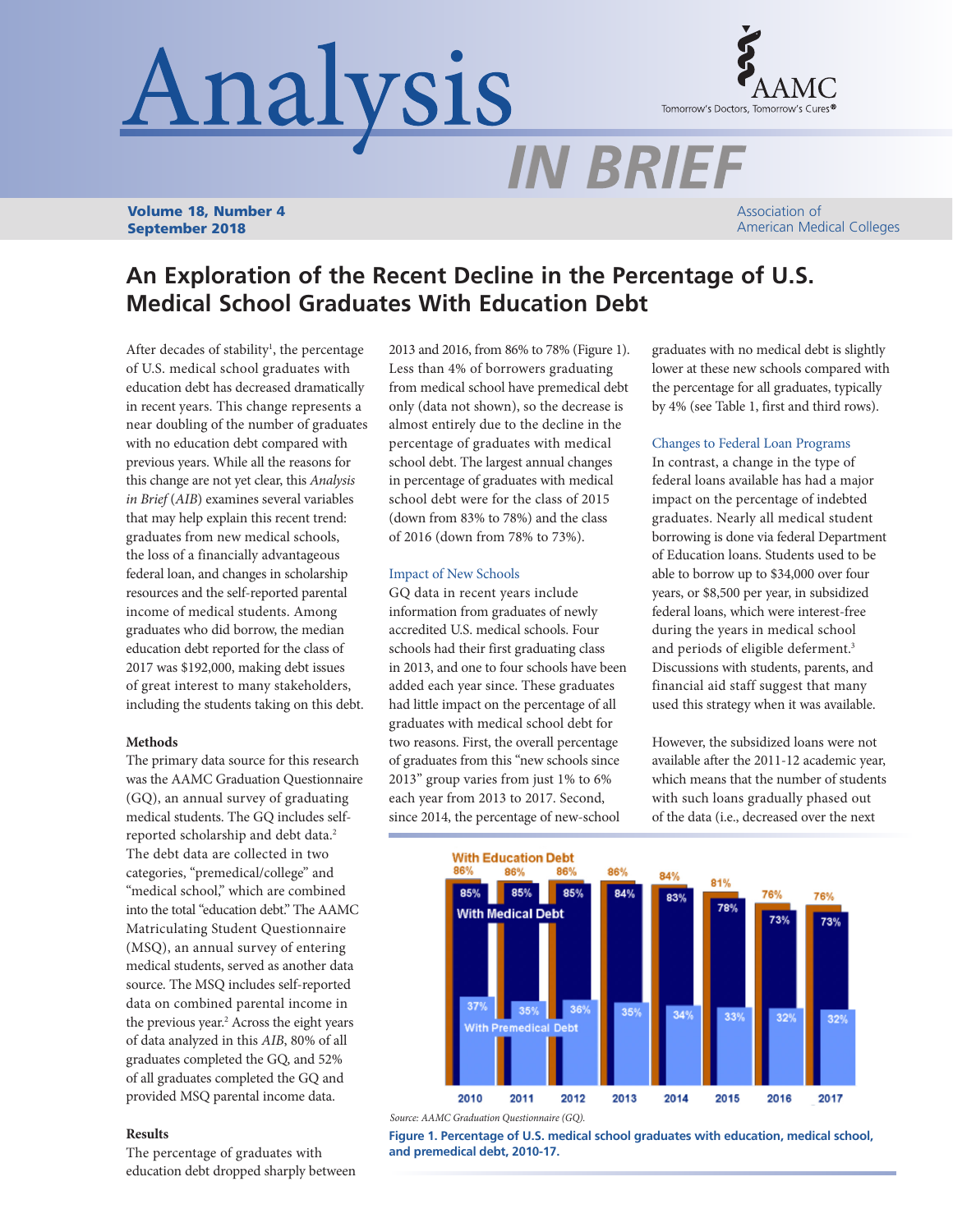# An Exploration of the Recent Decline in the Percentage of U.S. Medical School Graduates With Education Debt

After decades of stability[1], the percentage of U.S. medical school graduates with education debt has decreased dramatically in recent years. This change represents a near doubling of the number of graduates with no education debt compared with previous years. While all the reasons for this change are not yet clear, this *Analysis in Brief* (*AIB*) examines several variables that may help explain this recent trend: graduates from new medical schools, the loss of a financially advantageous federal loan, and changes in scholarship resources and the self-reported parental income of medical students. Among graduates who did borrow, the median education debt reported for the class of 2017 was $192,000, making debt issues of great interest to many stakeholders, including the students taking on this debt.

**Methods**

The primary data source for this research was the AAMC Graduation Questionnaire (GQ), an annual survey of graduating medical students. The GQ includes self-reported scholarship and debt data.[2] The debt data are collected in two categories, "premedical/college" and "medical school," which are combined into the total "education debt." The AAMC Matriculating Student Questionnaire (MSQ), an annual survey of entering medical students, served as another data source. The MSQ includes self-reported data on combined parental income in the previous year.[2] Across the eight years of data analyzed in this *AIB*, 80% of all graduates completed the GQ, and 52% of all graduates completed the GQ and provided MSQ parental income data.

**Results**

The percentage of graduates with education debt dropped sharply between 2013 and 2016, from 86% to 78% (Figure 1). Less than 4% of borrowers graduating from medical school have premedical debt only (data not shown), so the decrease is almost entirely due to the decline in the percentage of graduates with medical school debt. The largest annual changes in percentage of graduates with medical school debt were for the class of 2015 (down from 83% to 78%) and the class of 2016 (down from 78% to 73%).

### Impact of New Schools

GQ data in recent years include information from graduates of newly accredited U.S. medical schools. Four schools had their first graduating class in 2013, and one to four schools have been added each year since. These graduates had little impact on the percentage of all graduates with medical school debt for two reasons. First, the overall percentage of graduates from this "new schools since 2013" group varies from just 1% to 6% each year from 2013 to 2017. Second, since 2014, the percentage of new-school graduates with no medical debt is slightly lower at these new schools compared with the percentage for all graduates, typically by 4% (see Table 1, first and third rows).

### Changes to Federal Loan Programs

In contrast, a change in the type of federal loans available has had a major impact on the percentage of indebted graduates. Nearly all medical student borrowing is done via federal Department of Education loans. Students used to be able to borrow up to $34,000 over four years, or $8,500 per year, in subsidized federal loans, which were interest-free during the years in medical school and periods of eligible deferment.[3] Discussions with students, parents, and financial aid staff suggest that many used this strategy when it was available.

However, the subsidized loans were not available after the 2011-12 academic year, which means that the number of students with such loans gradually phased out of the data (i.e., decreased over the next

| | 2010 | 2011 | 2012 | 2013 | 2014 | 2015 | 2016 | 2017 |
|---|---|---|---|---|---|---|---|---|
| With Education Debt | 86% | 86% | 86% | 86% | 84% | 81% | 76% | 76% |
| With Medical Debt | 85% | 85% | 85% | 84% | 83% | 78% | 73% | 73% |
| With Premedical Debt | 37% | 35% | 36% | 35% | 34% | 33% | 32% | 32% |

*Source: AAMC Graduation Questionnaire (GQ).*

**Figure 1. Percentage of U.S. medical school graduates with education, medical school, and premedical debt, 2010-17.**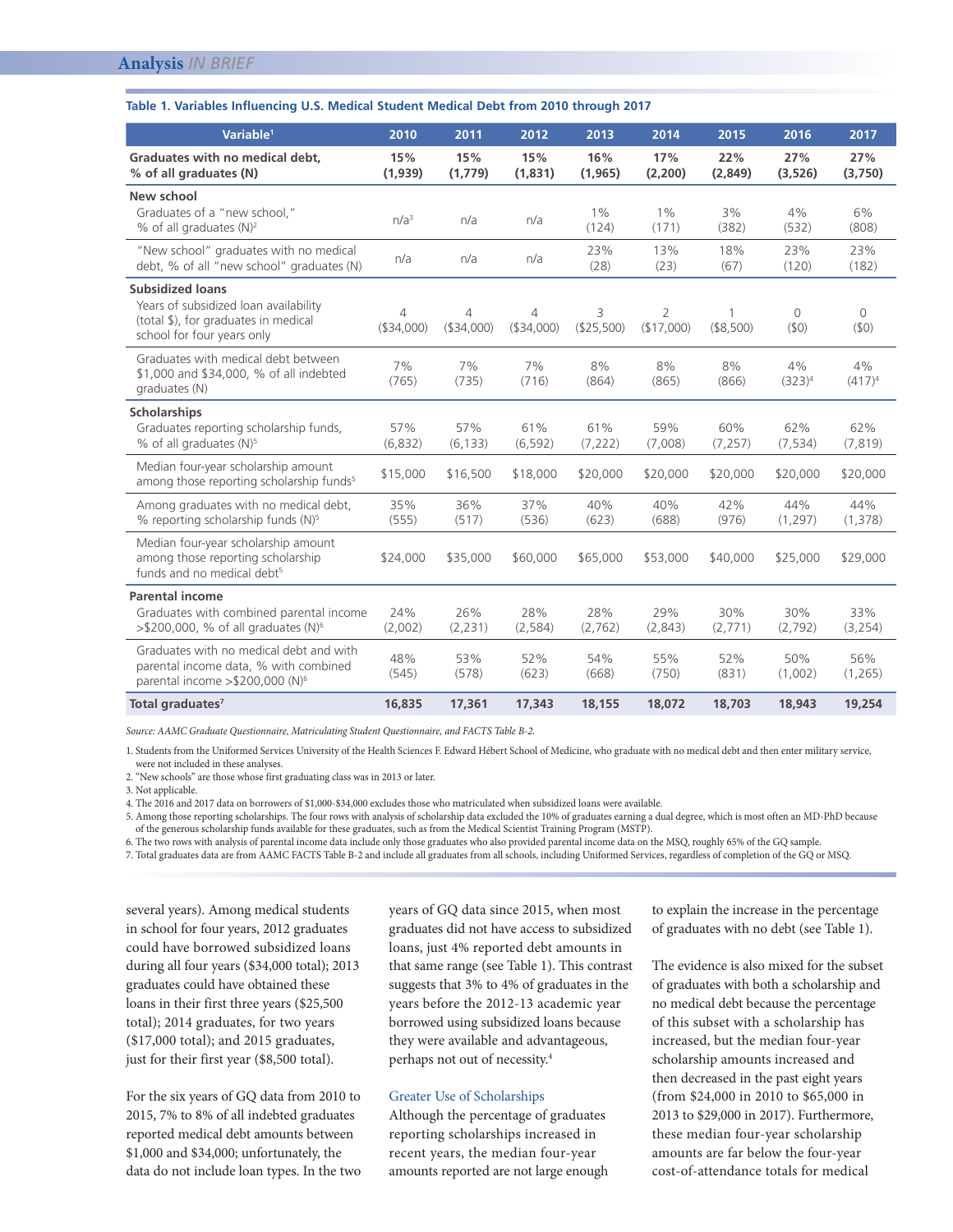### Table 1. Variables Influencing U.S. Medical Student Medical Debt from 2010 through 2017

| Variable[1] | 2010 | 2011 | 2012 | 2013 | 2014 | 2015 | 2016 | 2017 |
|---|---|---|---|---|---|---|---|---|
| **Graduates with no medical debt, % of all graduates (N)** | **15% (1,939)** | **15% (1,779)** | **15% (1,831)** | **16% (1,965)** | **17% (2,200)** | **22% (2,849)** | **27% (3,526)** | **27% (3,750)** |
| **New school** | | | | | | | | |
| Graduates of a "new school," % of all graduates (N)[2] | n/a[3] | n/a | n/a | 1% (124) | 1% (171) | 3% (382) | 4% (532) | 6% (808) |
| "New school" graduates with no medical debt, % of all "new school" graduates (N) | n/a | n/a | n/a | 23% (28) | 13% (23) | 18% (67) | 23% (120) | 23% (182) |
| **Subsidized loans** | | | | | | | | |
| Years of subsidized loan availability (total $), for graduates in medical school for four years only | 4 ($34,000) | 4 ($34,000) | 4 ($34,000) | 3 ($25,500) | 2 ($17,000) | 1 ($8,500) | 0 ($0) | 0 ($0) |
| Graduates with medical debt between $1,000 and $34,000, % of all indebted graduates (N) | 7% (765) | 7% (735) | 7% (716) | 8% (864) | 8% (865) | 8% (866) | 4% (323)[4] | 4% (417)[4] |
| **Scholarships** | | | | | | | | |
| Graduates reporting scholarship funds, % of all graduates (N)[5] | 57% (6,832) | 57% (6,133) | 61% (6,592) | 61% (7,222) | 59% (7,008) | 60% (7,257) | 62% (7,534) | 62% (7,819) |
| Median four-year scholarship amount among those reporting scholarship funds[5] | $15,000 | $16,500 | $18,000 | $20,000 | $20,000 | $20,000 | $20,000 | $20,000 |
| Among graduates with no medical debt, % reporting scholarship funds (N)[5] | 35% (555) | 36% (517) | 37% (536) | 40% (623) | 40% (688) | 42% (976) | 44% (1,297) | 44% (1,378) |
| Median four-year scholarship amount among those reporting scholarship funds and no medical debt[5] | $24,000 | $35,000 | $60,000 | $65,000 | $53,000 | $40,000 | $25,000 | $29,000 |
| **Parental income** | | | | | | | | |
| Graduates with combined parental income >$200,000, % of all graduates (N)[6] | 24% (2,002) | 26% (2,231) | 28% (2,584) | 28% (2,762) | 29% (2,843) | 30% (2,771) | 30% (2,792) | 33% (3,254) |
| Graduates with no medical debt and with parental income data, % with combined parental income >$200,000 (N)[6] | 48% (545) | 53% (578) | 52% (623) | 54% (668) | 55% (750) | 52% (831) | 50% (1,002) | 56% (1,265) |
| **Total graduates[7]** | **16,835** | **17,361** | **17,343** | **18,155** | **18,072** | **18,703** | **18,943** | **19,254** |

*Source: AAMC Graduate Questionnaire, Matriculating Student Questionnaire, and FACTS Table B-2.*

1. Students from the Uniformed Services University of the Health Sciences F. Edward Hébert School of Medicine, who graduate with no medical debt and then enter military service, were not included in these analyses.
2. "New schools" are those whose first graduating class was in 2013 or later.
3. Not applicable.
4. The 2016 and 2017 data on borrowers of $1,000-$34,000 excludes those who matriculated when subsidized loans were available.
5. Among those reporting scholarships. The four rows with analysis of scholarship data excluded the 10% of graduates earning a dual degree, which is most often an MD-PhD because of the generous scholarship funds available for these graduates, such as from the Medical Scientist Training Program (MSTP).
6. The two rows with analysis of parental income data include only those graduates who also provided parental income data on the MSQ, roughly 65% of the GQ sample.
7. Total graduates data are from AAMC FACTS Table B-2 and include all graduates from all schools, including Uniformed Services, regardless of completion of the GQ or MSQ.

several years). Among medical students in school for four years, 2012 graduates could have borrowed subsidized loans during all four years ($34,000 total); 2013 graduates could have obtained these loans in their first three years ($25,500 total); 2014 graduates, for two years ($17,000 total); and 2015 graduates, just for their first year ($8,500 total).

For the six years of GQ data from 2010 to 2015, 7% to 8% of all indebted graduates reported medical debt amounts between $1,000 and $34,000; unfortunately, the data do not include loan types. In the two years of GQ data since 2015, when most graduates did not have access to subsidized loans, just 4% reported debt amounts in that same range (see Table 1). This contrast suggests that 3% to 4% of graduates in the years before the 2012-13 academic year borrowed using subsidized loans because they were available and advantageous, perhaps not out of necessity.[4]

### Greater Use of Scholarships

Although the percentage of graduates reporting scholarships increased in recent years, the median four-year amounts reported are not large enough to explain the increase in the percentage of graduates with no debt (see Table 1).

The evidence is also mixed for the subset of graduates with both a scholarship and no medical debt because the percentage of this subset with a scholarship has increased, but the median four-year scholarship amounts increased and then decreased in the past eight years (from $24,000 in 2010 to $65,000 in 2013 to $29,000 in 2017). Furthermore, these median four-year scholarship amounts are far below the four-year cost-of-attendance totals for medical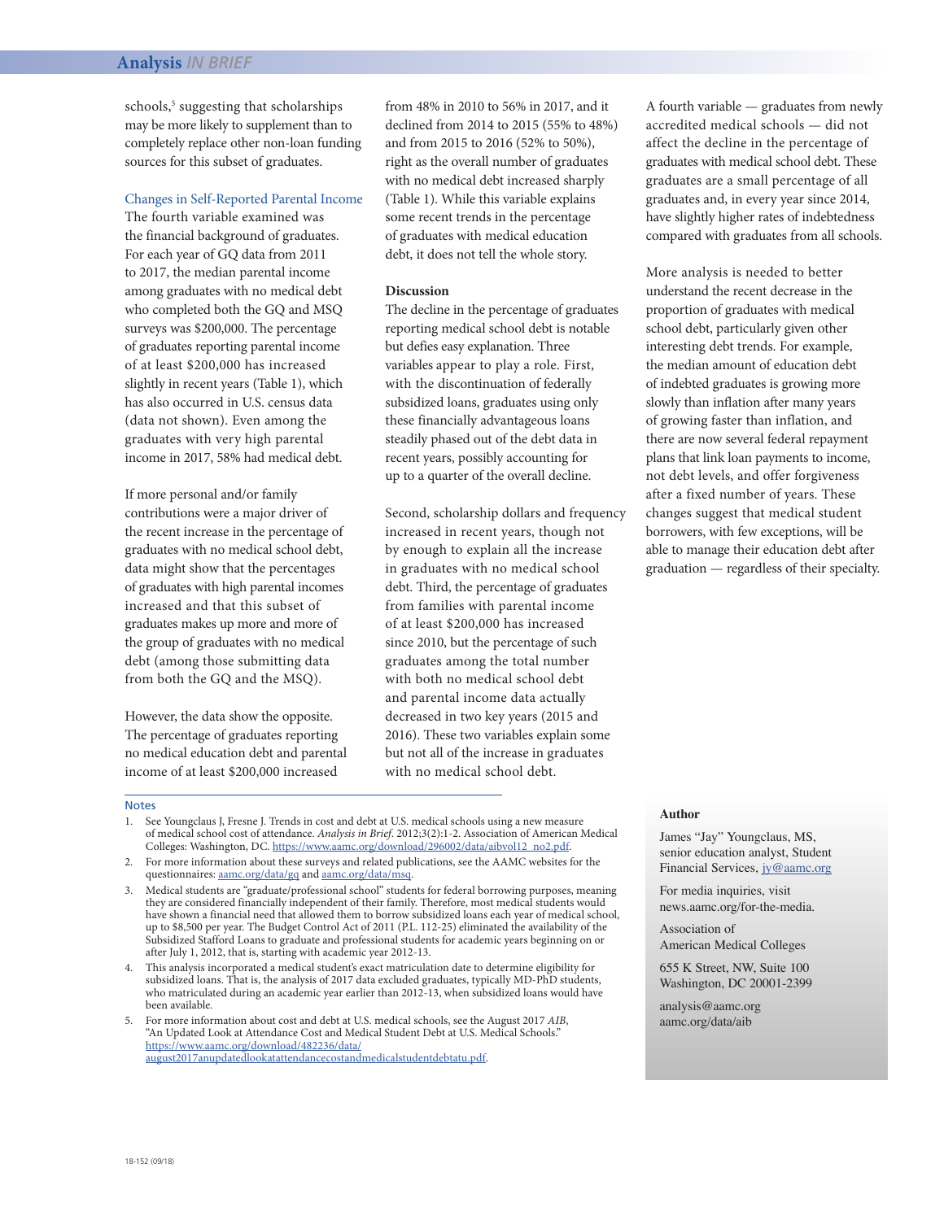schools,[5] suggesting that scholarships may be more likely to supplement than to completely replace other non-loan funding sources for this subset of graduates.

### Changes in Self-Reported Parental Income

The fourth variable examined was the financial background of graduates. For each year of GQ data from 2011 to 2017, the median parental income among graduates with no medical debt who completed both the GQ and MSQ surveys was $200,000. The percentage of graduates reporting parental income of at least $200,000 has increased slightly in recent years (Table 1), which has also occurred in U.S. census data (data not shown). Even among the graduates with very high parental income in 2017, 58% had medical debt.

If more personal and/or family contributions were a major driver of the recent increase in the percentage of graduates with no medical school debt, data might show that the percentages of graduates with high parental incomes increased and that this subset of graduates makes up more and more of the group of graduates with no medical debt (among those submitting data from both the GQ and the MSQ).

However, the data show the opposite. The percentage of graduates reporting no medical education debt and parental income of at least $200,000 increased from 48% in 2010 to 56% in 2017, and it declined from 2014 to 2015 (55% to 48%) and from 2015 to 2016 (52% to 50%), right as the overall number of graduates with no medical debt increased sharply (Table 1). While this variable explains some recent trends in the percentage of graduates with medical education debt, it does not tell the whole story.

### Discussion

The decline in the percentage of graduates reporting medical school debt is notable but defies easy explanation. Three variables appear to play a role. First, with the discontinuation of federally subsidized loans, graduates using only these financially advantageous loans steadily phased out of the debt data in recent years, possibly accounting for up to a quarter of the overall decline.

Second, scholarship dollars and frequency increased in recent years, though not by enough to explain all the increase in graduates with no medical school debt. Third, the percentage of graduates from families with parental income of at least $200,000 has increased since 2010, but the percentage of such graduates among the total number with both no medical school debt and parental income data actually decreased in two key years (2015 and 2016). These two variables explain some but not all of the increase in graduates with no medical school debt.

A fourth variable — graduates from newly accredited medical schools — did not affect the decline in the percentage of graduates with medical school debt. These graduates are a small percentage of all graduates and, in every year since 2014, have slightly higher rates of indebtedness compared with graduates from all schools.

More analysis is needed to better understand the recent decrease in the proportion of graduates with medical school debt, particularly given other interesting debt trends. For example, the median amount of education debt of indebted graduates is growing more slowly than inflation after many years of growing faster than inflation, and there are now several federal repayment plans that link loan payments to income, not debt levels, and offer forgiveness after a fixed number of years. These changes suggest that medical student borrowers, with few exceptions, will be able to manage their education debt after graduation — regardless of their specialty.

### Notes

1. See Youngclaus J, Fresne J. Trends in cost and debt at U.S. medical schools using a new measure of medical school cost of attendance. *Analysis in Brief*. 2012;3(2):1-2. Association of American Medical Colleges: Washington, DC. https://www.aamc.org/download/296002/data/aibvol12_no2.pdf.
2. For more information about these surveys and related publications, see the AAMC websites for the questionnaires: aamc.org/data/gq and aamc.org/data/msq.
3. Medical students are "graduate/professional school" students for federal borrowing purposes, meaning they are considered financially independent of their family. Therefore, most medical students would have shown a financial need that allowed them to borrow subsidized loans each year of medical school, up to $8,500 per year. The Budget Control Act of 2011 (P.L. 112-25) eliminated the availability of the Subsidized Stafford Loans to graduate and professional students for academic years beginning on or after July 1, 2012, that is, starting with academic year 2012-13.
4. This analysis incorporated a medical student's exact matriculation date to determine eligibility for subsidized loans. That is, the analysis of 2017 data excluded graduates, typically MD-PhD students, who matriculated during an academic year earlier than 2012-13, when subsidized loans would have been available.
5. For more information about cost and debt at U.S. medical schools, see the August 2017 *AIB*, "An Updated Look at Attendance Cost and Medical Student Debt at U.S. Medical Schools." https://www.aamc.org/download/482236/data/august2017anupdatedlookatattendancecostandmedicalstudentdebtatu.pdf.

**Author**

James "Jay" Youngclaus, MS, senior education analyst, Student Financial Services, jy@aamc.org

For media inquiries, visit news.aamc.org/for-the-media.

Association of American Medical Colleges

655 K Street, NW, Suite 100
Washington, DC 20001-2399

analysis@aamc.org
aamc.org/data/aib

18-152 (09/18)